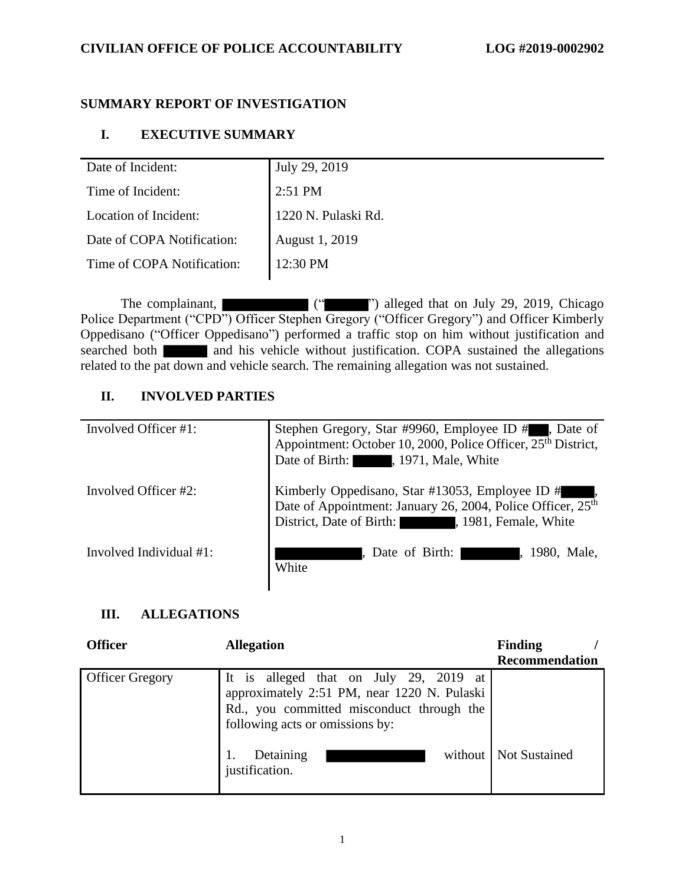**CIVILIAN OFFICE OF POLICE ACCOUNTABILITY** **LOG #2019-0002902**

## SUMMARY REPORT OF INVESTIGATION

### I. EXECUTIVE SUMMARY

| | |
|---|---|
| Date of Incident: | July 29, 2019 |
| Time of Incident: | 2:51 PM |
| Location of Incident: | 1220 N. Pulaski Rd. |
| Date of COPA Notification: | August 1, 2019 |
| Time of COPA Notification: | 12:30 PM |

The complainant, ████████ ("█████") alleged that on July 29, 2019, Chicago Police Department ("CPD") Officer Stephen Gregory ("Officer Gregory") and Officer Kimberly Oppedisano ("Officer Oppedisano") performed a traffic stop on him without justification and searched both █████ and his vehicle without justification. COPA sustained the allegations related to the pat down and vehicle search. The remaining allegation was not sustained.

### II. INVOLVED PARTIES

| | |
|---|---|
| Involved Officer #1: | Stephen Gregory, Star #9960, Employee ID #███, Date of Appointment: October 10, 2000, Police Officer, 25th District, Date of Birth: █████, 1971, Male, White |
| Involved Officer #2: | Kimberly Oppedisano, Star #13053, Employee ID #█████, Date of Appointment: January 26, 2004, Police Officer, 25th District, Date of Birth: ███████, 1981, Female, White |
| Involved Individual #1: | ████████, Date of Birth: ███████, 1980, Male, White |

### III. ALLEGATIONS

| Officer | Allegation | Finding / Recommendation |
|---|---|---|
| Officer Gregory | It is alleged that on July 29, 2019 at approximately 2:51 PM, near 1220 N. Pulaski Rd., you committed misconduct through the following acts or omissions by:<br><br>1. Detaining ████████ without justification. | <br><br><br><br>Not Sustained |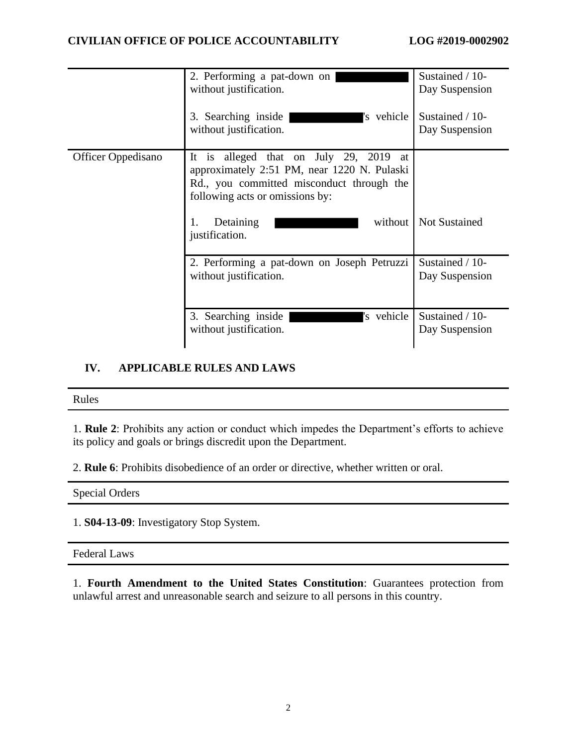| | | |
|---|---|---|
| | 2. Performing a pat-down on ██████ without justification. | Sustained / 10-Day Suspension |
| | 3. Searching inside ██████'s vehicle without justification. | Sustained / 10-Day Suspension |
| Officer Oppedisano | It is alleged that on July 29, 2019 at approximately 2:51 PM, near 1220 N. Pulaski Rd., you committed misconduct through the following acts or omissions by:<br><br>1. Detaining ██████ without justification. | Not Sustained |
| | 2. Performing a pat-down on Joseph Petruzzi without justification. | Sustained / 10-Day Suspension |
| | 3. Searching inside ██████'s vehicle without justification. | Sustained / 10-Day Suspension |

## IV. APPLICABLE RULES AND LAWS

### Rules

1. **Rule 2**: Prohibits any action or conduct which impedes the Department's efforts to achieve its policy and goals or brings discredit upon the Department.

2. **Rule 6**: Prohibits disobedience of an order or directive, whether written or oral.

### Special Orders

1. **S04-13-09**: Investigatory Stop System.

### Federal Laws

1. **Fourth Amendment to the United States Constitution**: Guarantees protection from unlawful arrest and unreasonable search and seizure to all persons in this country.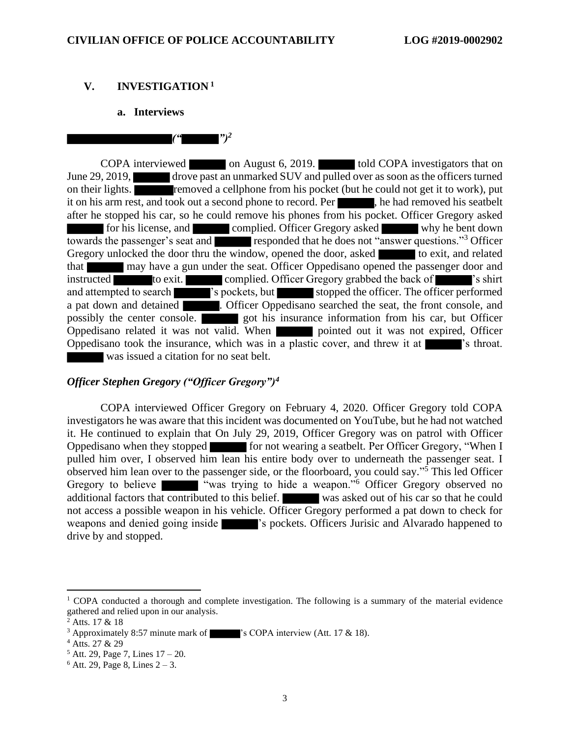## V. INVESTIGATION[1]

### a. Interviews

***████████ ("████")*[2]**

COPA interviewed ████ on August 6, 2019. ████ told COPA investigators that on June 29, 2019, ████ drove past an unmarked SUV and pulled over as soon as the officers turned on their lights. ████ removed a cellphone from his pocket (but he could not get it to work), put it on his arm rest, and took out a second phone to record. Per ████, he had removed his seatbelt after he stopped his car, so he could remove his phones from his pocket. Officer Gregory asked ████ for his license, and ████ complied. Officer Gregory asked ████ why he bent down towards the passenger's seat and ████ responded that he does not "answer questions."[3] Officer Gregory unlocked the door thru the window, opened the door, asked ████ to exit, and related that ████ may have a gun under the seat. Officer Oppedisano opened the passenger door and instructed ████ to exit. ████ complied. Officer Gregory grabbed the back of ████'s shirt and attempted to search ████'s pockets, but ████ stopped the officer. The officer performed a pat down and detained ████. Officer Oppedisano searched the seat, the front console, and possibly the center console. ████ got his insurance information from his car, but Officer Oppedisano related it was not valid. When ████ pointed out it was not expired, Officer Oppedisano took the insurance, which was in a plastic cover, and threw it at ████'s throat. ████ was issued a citation for no seat belt.

***Officer Stephen Gregory ("Officer Gregory")*[4]**

COPA interviewed Officer Gregory on February 4, 2020. Officer Gregory told COPA investigators he was aware that this incident was documented on YouTube, but he had not watched it. He continued to explain that On July 29, 2019, Officer Gregory was on patrol with Officer Oppedisano when they stopped ████ for not wearing a seatbelt. Per Officer Gregory, "When I pulled him over, I observed him lean his entire body over to underneath the passenger seat. I observed him lean over to the passenger side, or the floorboard, you could say."[5] This led Officer Gregory to believe ████ "was trying to hide a weapon."[6] Officer Gregory observed no additional factors that contributed to this belief. ████ was asked out of his car so that he could not access a possible weapon in his vehicle. Officer Gregory performed a pat down to check for weapons and denied going inside ████'s pockets. Officers Jurisic and Alvarado happened to drive by and stopped.

---

[1] COPA conducted a thorough and complete investigation. The following is a summary of the material evidence gathered and relied upon in our analysis.

[2] Atts. 17 & 18

[3] Approximately 8:57 minute mark of ████'s COPA interview (Att. 17 & 18).

[4] Atts. 27 & 29

[5] Att. 29, Page 7, Lines 17 – 20.

[6] Att. 29, Page 8, Lines 2 – 3.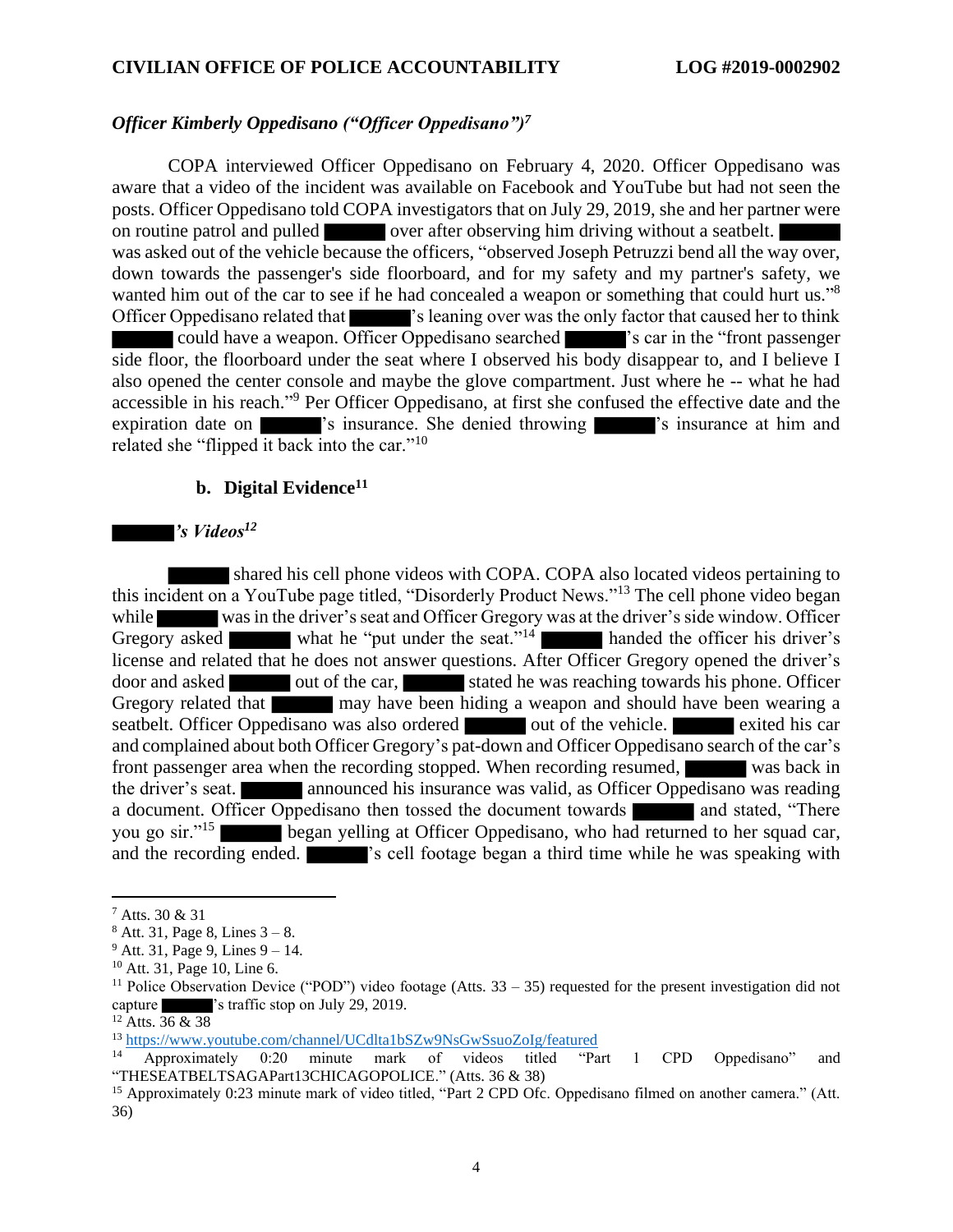### *Officer Kimberly Oppedisano ("Officer Oppedisano")*[7]

COPA interviewed Officer Oppedisano on February 4, 2020. Officer Oppedisano was aware that a video of the incident was available on Facebook and YouTube but had not seen the posts. Officer Oppedisano told COPA investigators that on July 29, 2019, she and her partner were on routine patrol and pulled ██████ over after observing him driving without a seatbelt. ██████ was asked out of the vehicle because the officers, "observed Joseph Petruzzi bend all the way over, down towards the passenger's side floorboard, and for my safety and my partner's safety, we wanted him out of the car to see if he had concealed a weapon or something that could hurt us."[8] Officer Oppedisano related that ██████'s leaning over was the only factor that caused her to think ██████ could have a weapon. Officer Oppedisano searched ██████'s car in the "front passenger side floor, the floorboard under the seat where I observed his body disappear to, and I believe I also opened the center console and maybe the glove compartment. Just where he -- what he had accessible in his reach."[9] Per Officer Oppedisano, at first she confused the effective date and the expiration date on ██████'s insurance. She denied throwing ██████'s insurance at him and related she "flipped it back into the car."[10]

## b. Digital Evidence[11]

### *██████'s Videos*[12]

██████ shared his cell phone videos with COPA. COPA also located videos pertaining to this incident on a YouTube page titled, "Disorderly Product News."[13] The cell phone video began while ██████ was in the driver's seat and Officer Gregory was at the driver's side window. Officer Gregory asked ██████ what he "put under the seat."[14] ██████ handed the officer his driver's license and related that he does not answer questions. After Officer Gregory opened the driver's door and asked ██████ out of the car, ██████ stated he was reaching towards his phone. Officer Gregory related that ██████ may have been hiding a weapon and should have been wearing a seatbelt. Officer Oppedisano was also ordered ██████ out of the vehicle. ██████ exited his car and complained about both Officer Gregory's pat-down and Officer Oppedisano search of the car's front passenger area when the recording stopped. When recording resumed, ██████ was back in the driver's seat. ██████ announced his insurance was valid, as Officer Oppedisano was reading a document. Officer Oppedisano then tossed the document towards ██████ and stated, "There you go sir."[15] ██████ began yelling at Officer Oppedisano, who had returned to her squad car, and the recording ended. ██████'s cell footage began a third time while he was speaking with

---

[7] Atts. 30 & 31

[8] Att. 31, Page 8, Lines 3 – 8.

[9] Att. 31, Page 9, Lines 9 – 14.

[10] Att. 31, Page 10, Line 6.

[11] Police Observation Device ("POD") video footage (Atts. 33 – 35) requested for the present investigation did not capture ██████'s traffic stop on July 29, 2019.

[12] Atts. 36 & 38

[13] https://www.youtube.com/channel/UCdlta1bSZw9NsGwSsuoZoIg/featured

[14] Approximately 0:20 minute mark of videos titled "Part 1 CPD Oppedisano" and "THESEATBELTSAGAPart13CHICAGOPOLICE." (Atts. 36 & 38)

[15] Approximately 0:23 minute mark of video titled, "Part 2 CPD Ofc. Oppedisano filmed on another camera." (Att. 36)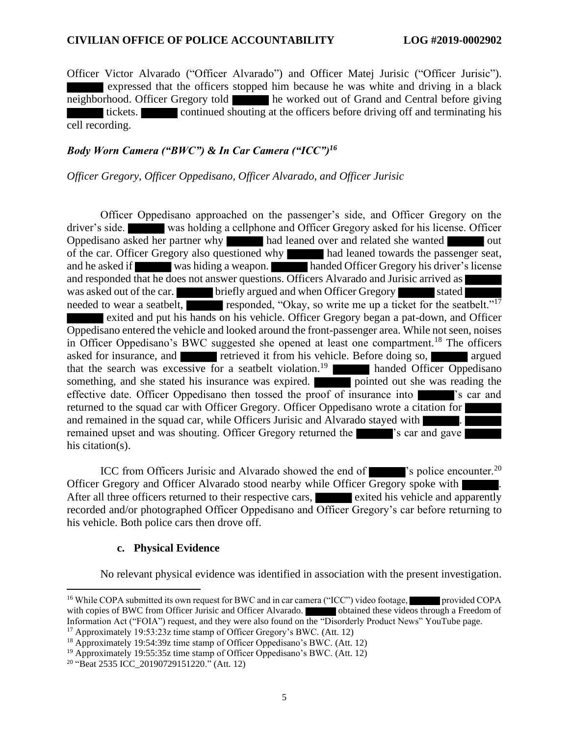Officer Victor Alvarado ("Officer Alvarado") and Officer Matej Jurisic ("Officer Jurisic"). ██████ expressed that the officers stopped him because he was white and driving in a black neighborhood. Officer Gregory told ██████ he worked out of Grand and Central before giving ██████ tickets. ██████ continued shouting at the officers before driving off and terminating his cell recording.

### *Body Worn Camera ("BWC") & In Car Camera ("ICC")*[16]

*Officer Gregory, Officer Oppedisano, Officer Alvarado, and Officer Jurisic*

Officer Oppedisano approached on the passenger's side, and Officer Gregory on the driver's side. ██████ was holding a cellphone and Officer Gregory asked for his license. Officer Oppedisano asked her partner why ██████ had leaned over and related she wanted ██████ out of the car. Officer Gregory also questioned why ██████ had leaned towards the passenger seat, and he asked if ██████ was hiding a weapon. ██████ handed Officer Gregory his driver's license and responded that he does not answer questions. Officers Alvarado and Jurisic arrived as ██████ was asked out of the car. ██████ briefly argued and when Officer Gregory ██████ stated ██████ needed to wear a seatbelt, ██████ responded, "Okay, so write me up a ticket for the seatbelt."[17] ██████ exited and put his hands on his vehicle. Officer Gregory began a pat-down, and Officer Oppedisano entered the vehicle and looked around the front-passenger area. While not seen, noises in Officer Oppedisano's BWC suggested she opened at least one compartment.[18] The officers asked for insurance, and ██████ retrieved it from his vehicle. Before doing so, ██████ argued that the search was excessive for a seatbelt violation.[19] ██████ handed Officer Oppedisano something, and she stated his insurance was expired. ██████ pointed out she was reading the effective date. Officer Oppedisano then tossed the proof of insurance into ██████'s car and returned to the squad car with Officer Gregory. Officer Oppedisano wrote a citation for ██████ and remained in the squad car, while Officers Jurisic and Alvarado stayed with ██████. ██████ remained upset and was shouting. Officer Gregory returned the ██████'s car and gave ██████ his citation(s).

ICC from Officers Jurisic and Alvarado showed the end of ██████'s police encounter.[20] Officer Gregory and Officer Alvarado stood nearby while Officer Gregory spoke with ██████. After all three officers returned to their respective cars, ██████ exited his vehicle and apparently recorded and/or photographed Officer Oppedisano and Officer Gregory's car before returning to his vehicle. Both police cars then drove off.

#### c. Physical Evidence

No relevant physical evidence was identified in association with the present investigation.

---

[16] While COPA submitted its own request for BWC and in car camera ("ICC") video footage, ██████ provided COPA with copies of BWC from Officer Jurisic and Officer Alvarado. ██████ obtained these videos through a Freedom of Information Act ("FOIA") request, and they were also found on the "Disorderly Product News" YouTube page.

[17] Approximately 19:53:23z time stamp of Officer Gregory's BWC. (Att. 12)

[18] Approximately 19:54:39z time stamp of Officer Oppedisano's BWC. (Att. 12)

[19] Approximately 19:55:35z time stamp of Officer Oppedisano's BWC. (Att. 12)

[20] "Beat 2535 ICC_20190729151220." (Att. 12)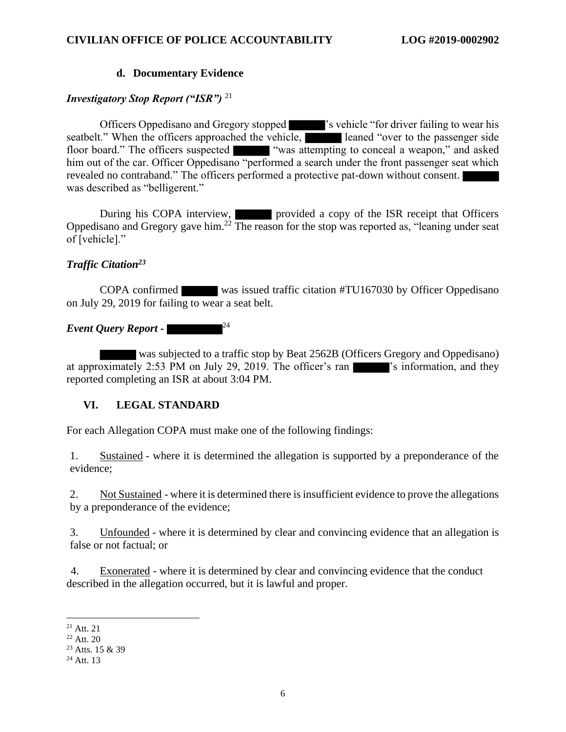### d. Documentary Evidence

***Investigatory Stop Report ("ISR")*** [21]

Officers Oppedisano and Gregory stopped ███'s vehicle "for driver failing to wear his seatbelt." When the officers approached the vehicle, ███ leaned "over to the passenger side floor board." The officers suspected ███ "was attempting to conceal a weapon," and asked him out of the car. Officer Oppedisano "performed a search under the front passenger seat which revealed no contraband." The officers performed a protective pat-down without consent. ███ was described as "belligerent."

During his COPA interview, ███ provided a copy of the ISR receipt that Officers Oppedisano and Gregory gave him.[22] The reason for the stop was reported as, "leaning under seat of [vehicle]."

***Traffic Citation***[23]

COPA confirmed ███ was issued traffic citation #TU167030 by Officer Oppedisano on July 29, 2019 for failing to wear a seat belt.

***Event Query Report - ███***[24]

███ was subjected to a traffic stop by Beat 2562B (Officers Gregory and Oppedisano) at approximately 2:53 PM on July 29, 2019. The officer's ran ███'s information, and they reported completing an ISR at about 3:04 PM.

## VI. LEGAL STANDARD

For each Allegation COPA must make one of the following findings:

1. Sustained - where it is determined the allegation is supported by a preponderance of the evidence;

2. Not Sustained - where it is determined there is insufficient evidence to prove the allegations by a preponderance of the evidence;

3. Unfounded - where it is determined by clear and convincing evidence that an allegation is false or not factual; or

4. Exonerated - where it is determined by clear and convincing evidence that the conduct described in the allegation occurred, but it is lawful and proper.

---

[21] Att. 21
[22] Att. 20
[23] Atts. 15 & 39
[24] Att. 13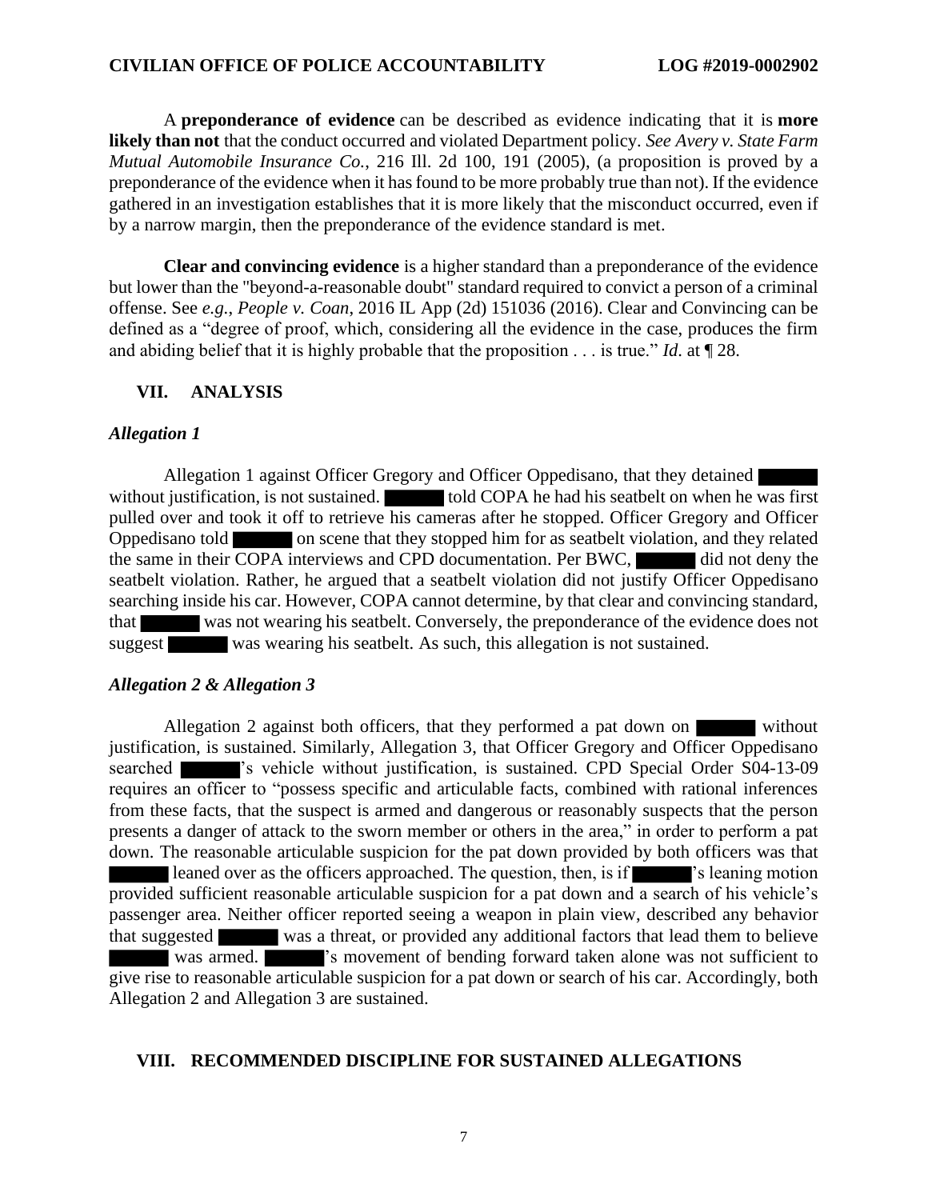A **preponderance of evidence** can be described as evidence indicating that it is **more likely than not** that the conduct occurred and violated Department policy. *See Avery v. State Farm Mutual Automobile Insurance Co.*, 216 Ill. 2d 100, 191 (2005), (a proposition is proved by a preponderance of the evidence when it has found to be more probably true than not). If the evidence gathered in an investigation establishes that it is more likely that the misconduct occurred, even if by a narrow margin, then the preponderance of the evidence standard is met.

**Clear and convincing evidence** is a higher standard than a preponderance of the evidence but lower than the "beyond-a-reasonable doubt" standard required to convict a person of a criminal offense. See *e.g.*, *People v. Coan*, 2016 IL App (2d) 151036 (2016). Clear and Convincing can be defined as a "degree of proof, which, considering all the evidence in the case, produces the firm and abiding belief that it is highly probable that the proposition . . . is true." *Id*. at ¶ 28.

## VII. ANALYSIS

### *Allegation 1*

Allegation 1 against Officer Gregory and Officer Oppedisano, that they detained ██████ without justification, is not sustained. ██████ told COPA he had his seatbelt on when he was first pulled over and took it off to retrieve his cameras after he stopped. Officer Gregory and Officer Oppedisano told ██████ on scene that they stopped him for as seatbelt violation, and they related the same in their COPA interviews and CPD documentation. Per BWC, ██████ did not deny the seatbelt violation. Rather, he argued that a seatbelt violation did not justify Officer Oppedisano searching inside his car. However, COPA cannot determine, by that clear and convincing standard, that ██████ was not wearing his seatbelt. Conversely, the preponderance of the evidence does not suggest ██████ was wearing his seatbelt. As such, this allegation is not sustained.

### *Allegation 2 & Allegation 3*

Allegation 2 against both officers, that they performed a pat down on ██████ without justification, is sustained. Similarly, Allegation 3, that Officer Gregory and Officer Oppedisano searched ██████'s vehicle without justification, is sustained. CPD Special Order S04-13-09 requires an officer to "possess specific and articulable facts, combined with rational inferences from these facts, that the suspect is armed and dangerous or reasonably suspects that the person presents a danger of attack to the sworn member or others in the area," in order to perform a pat down. The reasonable articulable suspicion for the pat down provided by both officers was that ██████ leaned over as the officers approached. The question, then, is if ██████'s leaning motion provided sufficient reasonable articulable suspicion for a pat down and a search of his vehicle's passenger area. Neither officer reported seeing a weapon in plain view, described any behavior that suggested ██████ was a threat, or provided any additional factors that lead them to believe ██████ was armed. ██████'s movement of bending forward taken alone was not sufficient to give rise to reasonable articulable suspicion for a pat down or search of his car. Accordingly, both Allegation 2 and Allegation 3 are sustained.

## VIII. RECOMMENDED DISCIPLINE FOR SUSTAINED ALLEGATIONS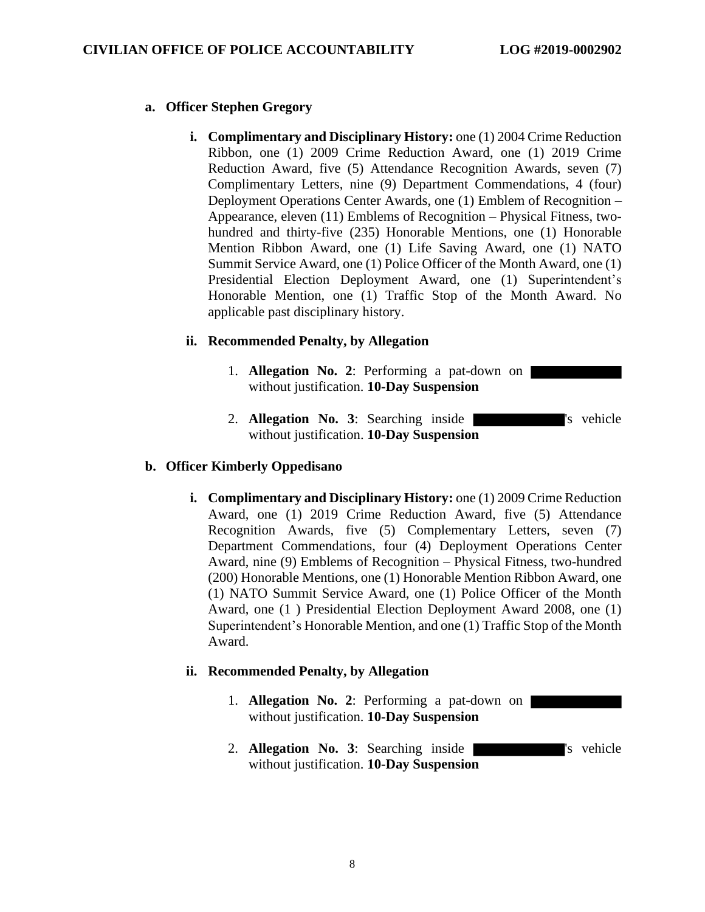**a. Officer Stephen Gregory**

**i. Complimentary and Disciplinary History:** one (1) 2004 Crime Reduction Ribbon, one (1) 2009 Crime Reduction Award, one (1) 2019 Crime Reduction Award, five (5) Attendance Recognition Awards, seven (7) Complimentary Letters, nine (9) Department Commendations, 4 (four) Deployment Operations Center Awards, one (1) Emblem of Recognition – Appearance, eleven (11) Emblems of Recognition – Physical Fitness, two-hundred and thirty-five (235) Honorable Mentions, one (1) Honorable Mention Ribbon Award, one (1) Life Saving Award, one (1) NATO Summit Service Award, one (1) Police Officer of the Month Award, one (1) Presidential Election Deployment Award, one (1) Superintendent's Honorable Mention, one (1) Traffic Stop of the Month Award. No applicable past disciplinary history.

**ii. Recommended Penalty, by Allegation**

1. **Allegation No. 2**: Performing a pat-down on ██████ without justification. **10-Day Suspension**

2. **Allegation No. 3**: Searching inside ██████'s vehicle without justification. **10-Day Suspension**

**b. Officer Kimberly Oppedisano**

**i. Complimentary and Disciplinary History:** one (1) 2009 Crime Reduction Award, one (1) 2019 Crime Reduction Award, five (5) Attendance Recognition Awards, five (5) Complementary Letters, seven (7) Department Commendations, four (4) Deployment Operations Center Award, nine (9) Emblems of Recognition – Physical Fitness, two-hundred (200) Honorable Mentions, one (1) Honorable Mention Ribbon Award, one (1) NATO Summit Service Award, one (1) Police Officer of the Month Award, one (1 ) Presidential Election Deployment Award 2008, one (1) Superintendent's Honorable Mention, and one (1) Traffic Stop of the Month Award.

**ii. Recommended Penalty, by Allegation**

1. **Allegation No. 2**: Performing a pat-down on ██████ without justification. **10-Day Suspension**

2. **Allegation No. 3**: Searching inside ██████'s vehicle without justification. **10-Day Suspension**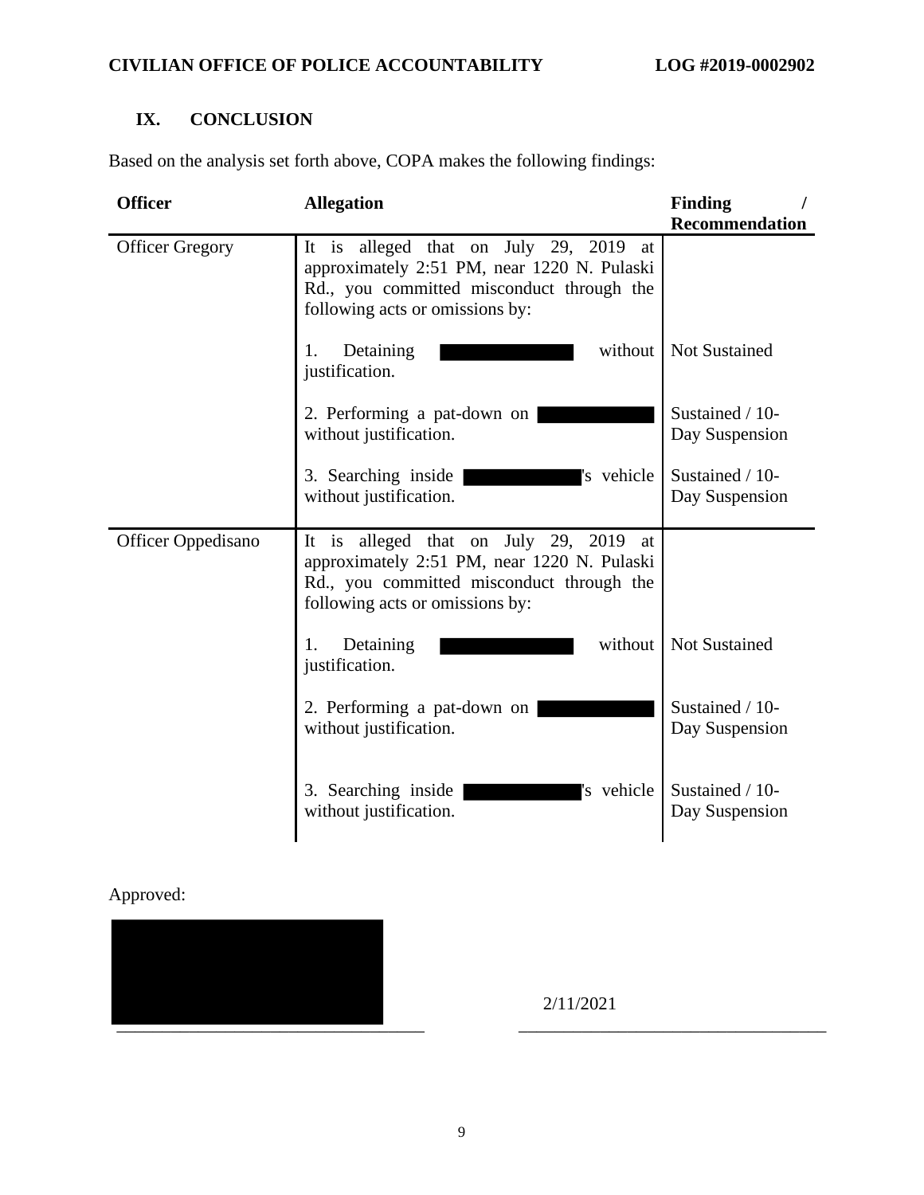## IX. CONCLUSION

Based on the analysis set forth above, COPA makes the following findings:

| Officer | Allegation | Finding / Recommendation |
|---|---|---|
| Officer Gregory | It is alleged that on July 29, 2019 at approximately 2:51 PM, near 1220 N. Pulaski Rd., you committed misconduct through the following acts or omissions by: | |
| | 1. Detaining [REDACTED] without justification. | Not Sustained |
| | 2. Performing a pat-down on [REDACTED] without justification. | Sustained / 10-Day Suspension |
| | 3. Searching inside [REDACTED]'s vehicle without justification. | Sustained / 10-Day Suspension |
| Officer Oppedisano | It is alleged that on July 29, 2019 at approximately 2:51 PM, near 1220 N. Pulaski Rd., you committed misconduct through the following acts or omissions by: | |
| | 1. Detaining [REDACTED] without justification. | Not Sustained |
| | 2. Performing a pat-down on [REDACTED] without justification. | Sustained / 10-Day Suspension |
| | 3. Searching inside [REDACTED]'s vehicle without justification. | Sustained / 10-Day Suspension |

Approved:

[REDACTED]

2/11/2021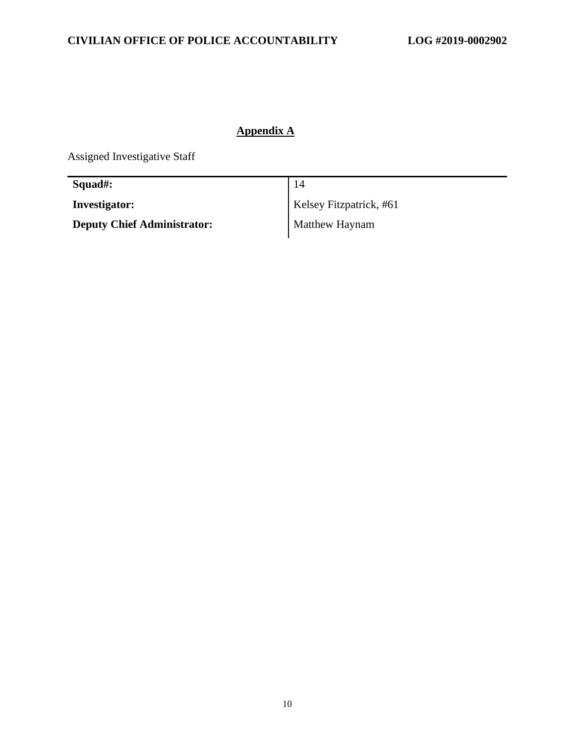## Appendix A

Assigned Investigative Staff

| | |
|---|---|
| **Squad#:** | 14 |
| **Investigator:** | Kelsey Fitzpatrick, #61 |
| **Deputy Chief Administrator:** | Matthew Haynam |